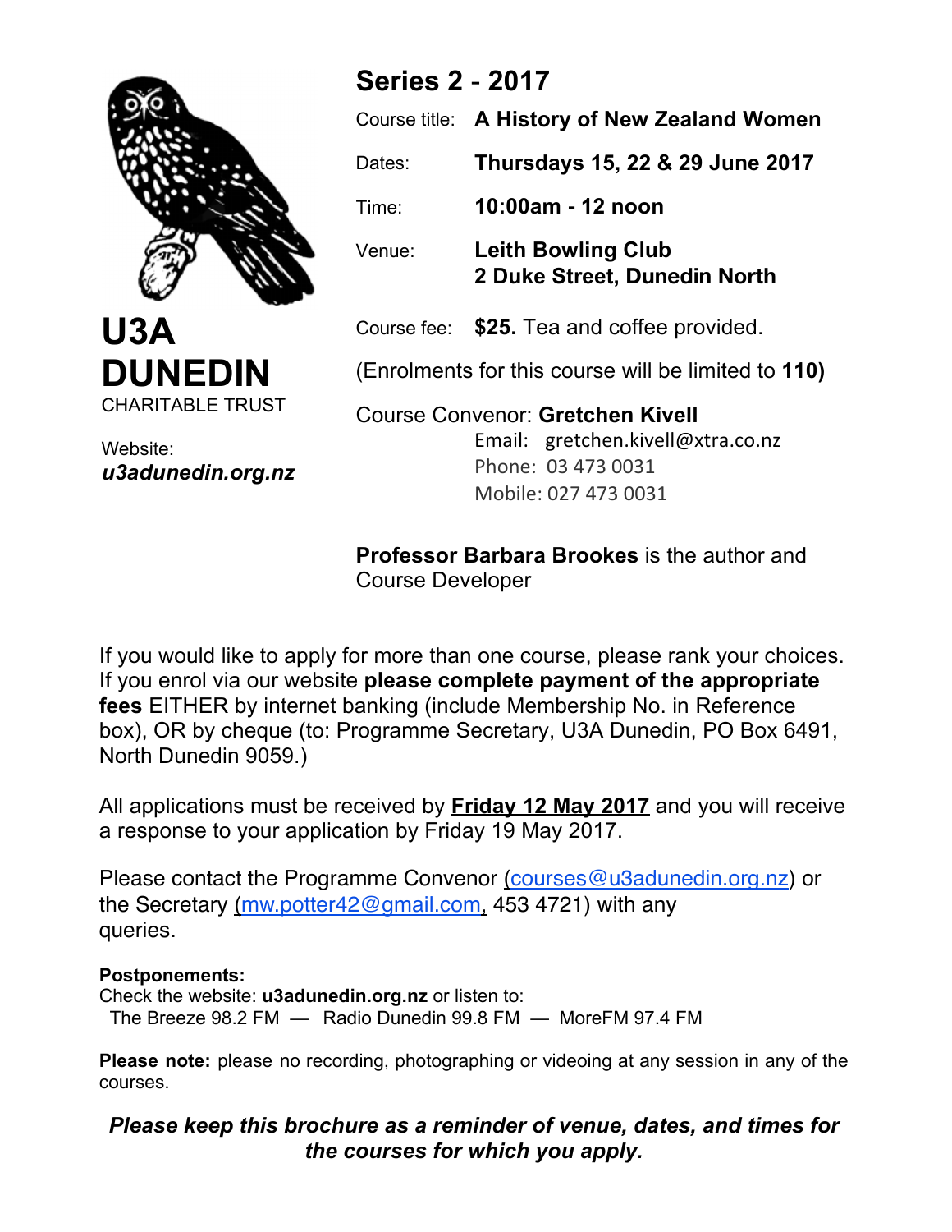**U3A DUNEDIN**

CHARITABLE TRUST

Website:
***u3adunedin.org.nz***

## Series 2 - 2017

Course title: **A History of New Zealand Women**

Dates: **Thursdays 15, 22 & 29 June 2017**

Time: **10:00am - 12 noon**

Venue: **Leith Bowling Club**
**2 Duke Street, Dunedin North**

Course fee: **$25.** Tea and coffee provided.

(Enrolments for this course will be limited to **110)**

Course Convenor: **Gretchen Kivell**
Email: gretchen.kivell@xtra.co.nz
Phone: 03 473 0031
Mobile: 027 473 0031

**Professor Barbara Brookes** is the author and Course Developer

If you would like to apply for more than one course, please rank your choices. If you enrol via our website **please complete payment of the appropriate fees** EITHER by internet banking (include Membership No. in Reference box), OR by cheque (to: Programme Secretary, U3A Dunedin, PO Box 6491, North Dunedin 9059.)

All applications must be received by **Friday 12 May 2017** and you will receive a response to your application by Friday 19 May 2017.

Please contact the Programme Convenor (courses@u3adunedin.org.nz) or the Secretary (mw.potter42@gmail.com, 453 4721) with any queries.

**Postponements:**
Check the website: **u3adunedin.org.nz** or listen to:
The Breeze 98.2 FM — Radio Dunedin 99.8 FM — MoreFM 97.4 FM

**Please note:** please no recording, photographing or videoing at any session in any of the courses.

***Please keep this brochure as a reminder of venue, dates, and times for the courses for which you apply.***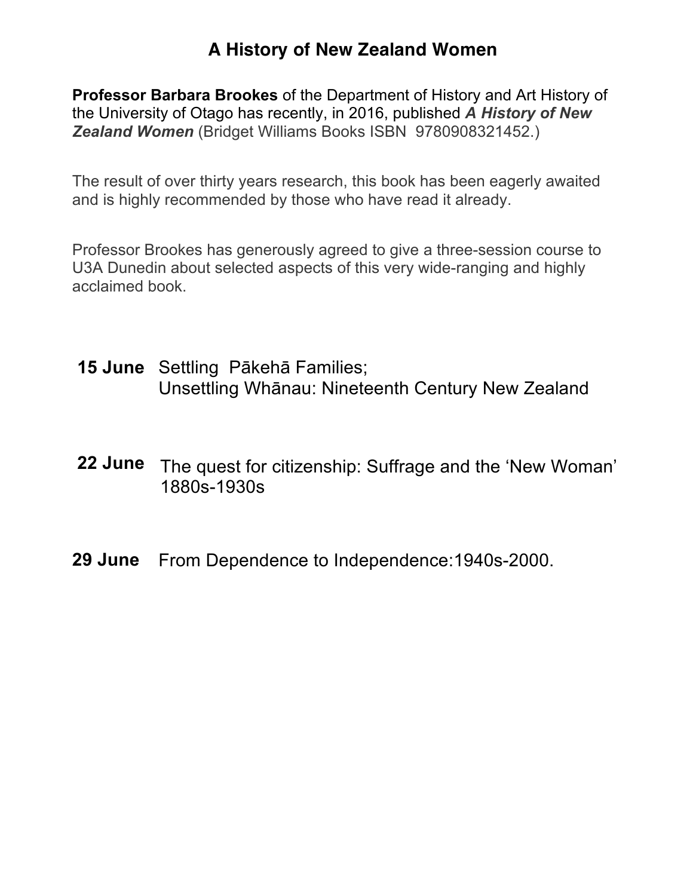# A History of New Zealand Women

**Professor Barbara Brookes** of the Department of History and Art History of the University of Otago has recently, in 2016, published ***A History of New Zealand Women*** (Bridget Williams Books ISBN 9780908321452.)

The result of over thirty years research, this book has been eagerly awaited and is highly recommended by those who have read it already.

Professor Brookes has generously agreed to give a three-session course to U3A Dunedin about selected aspects of this very wide-ranging and highly acclaimed book.

**15 June** Settling Pākehā Families;
Unsettling Whānau: Nineteenth Century New Zealand

**22 June** The quest for citizenship: Suffrage and the 'New Woman' 1880s-1930s

**29 June** From Dependence to Independence:1940s-2000.